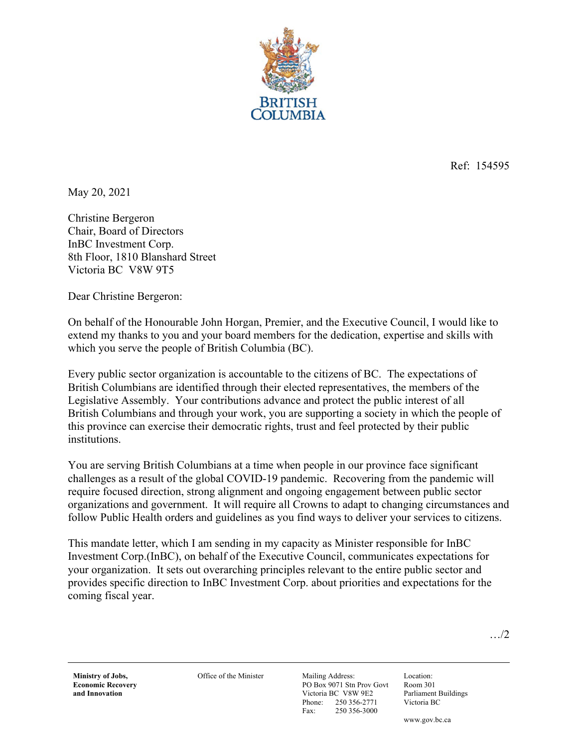BRITISH COLUMBIA

Ref: 154595

May 20, 2021

Christine Bergeron
Chair, Board of Directors
InBC Investment Corp.
8th Floor, 1810 Blanshard Street
Victoria BC V8W 9T5

Dear Christine Bergeron:

On behalf of the Honourable John Horgan, Premier, and the Executive Council, I would like to extend my thanks to you and your board members for the dedication, expertise and skills with which you serve the people of British Columbia (BC).

Every public sector organization is accountable to the citizens of BC. The expectations of British Columbians are identified through their elected representatives, the members of the Legislative Assembly. Your contributions advance and protect the public interest of all British Columbians and through your work, you are supporting a society in which the people of this province can exercise their democratic rights, trust and feel protected by their public institutions.

You are serving British Columbians at a time when people in our province face significant challenges as a result of the global COVID-19 pandemic. Recovering from the pandemic will require focused direction, strong alignment and ongoing engagement between public sector organizations and government. It will require all Crowns to adapt to changing circumstances and follow Public Health orders and guidelines as you find ways to deliver your services to citizens.

This mandate letter, which I am sending in my capacity as Minister responsible for InBC Investment Corp.(InBC), on behalf of the Executive Council, communicates expectations for your organization. It sets out overarching principles relevant to the entire public sector and provides specific direction to InBC Investment Corp. about priorities and expectations for the coming fiscal year.

…/2

**Ministry of Jobs, Economic Recovery and Innovation** | Office of the Minister | Mailing Address: PO Box 9071 Stn Prov Govt Victoria BC V8W 9E2 Phone: 250 356-2771 Fax: 250 356-3000 | Location: Room 301 Parliament Buildings Victoria BC www.gov.bc.ca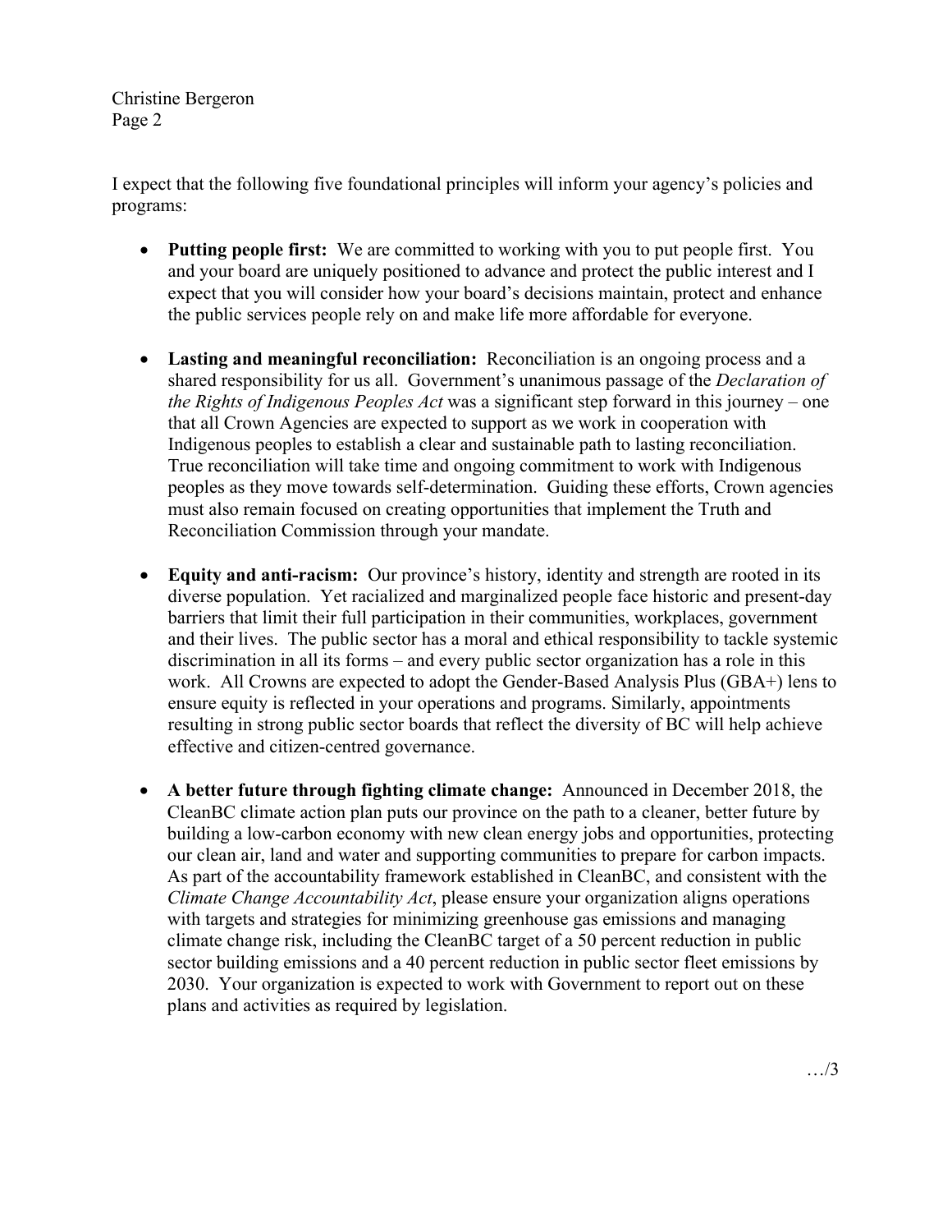I expect that the following five foundational principles will inform your agency's policies and programs:

- **Putting people first:** We are committed to working with you to put people first. You and your board are uniquely positioned to advance and protect the public interest and I expect that you will consider how your board's decisions maintain, protect and enhance the public services people rely on and make life more affordable for everyone.

- **Lasting and meaningful reconciliation:** Reconciliation is an ongoing process and a shared responsibility for us all. Government's unanimous passage of the *Declaration of the Rights of Indigenous Peoples Act* was a significant step forward in this journey – one that all Crown Agencies are expected to support as we work in cooperation with Indigenous peoples to establish a clear and sustainable path to lasting reconciliation. True reconciliation will take time and ongoing commitment to work with Indigenous peoples as they move towards self-determination. Guiding these efforts, Crown agencies must also remain focused on creating opportunities that implement the Truth and Reconciliation Commission through your mandate.

- **Equity and anti-racism:** Our province's history, identity and strength are rooted in its diverse population. Yet racialized and marginalized people face historic and present-day barriers that limit their full participation in their communities, workplaces, government and their lives. The public sector has a moral and ethical responsibility to tackle systemic discrimination in all its forms – and every public sector organization has a role in this work. All Crowns are expected to adopt the Gender-Based Analysis Plus (GBA+) lens to ensure equity is reflected in your operations and programs. Similarly, appointments resulting in strong public sector boards that reflect the diversity of BC will help achieve effective and citizen-centred governance.

- **A better future through fighting climate change:** Announced in December 2018, the CleanBC climate action plan puts our province on the path to a cleaner, better future by building a low-carbon economy with new clean energy jobs and opportunities, protecting our clean air, land and water and supporting communities to prepare for carbon impacts. As part of the accountability framework established in CleanBC, and consistent with the *Climate Change Accountability Act*, please ensure your organization aligns operations with targets and strategies for minimizing greenhouse gas emissions and managing climate change risk, including the CleanBC target of a 50 percent reduction in public sector building emissions and a 40 percent reduction in public sector fleet emissions by 2030. Your organization is expected to work with Government to report out on these plans and activities as required by legislation.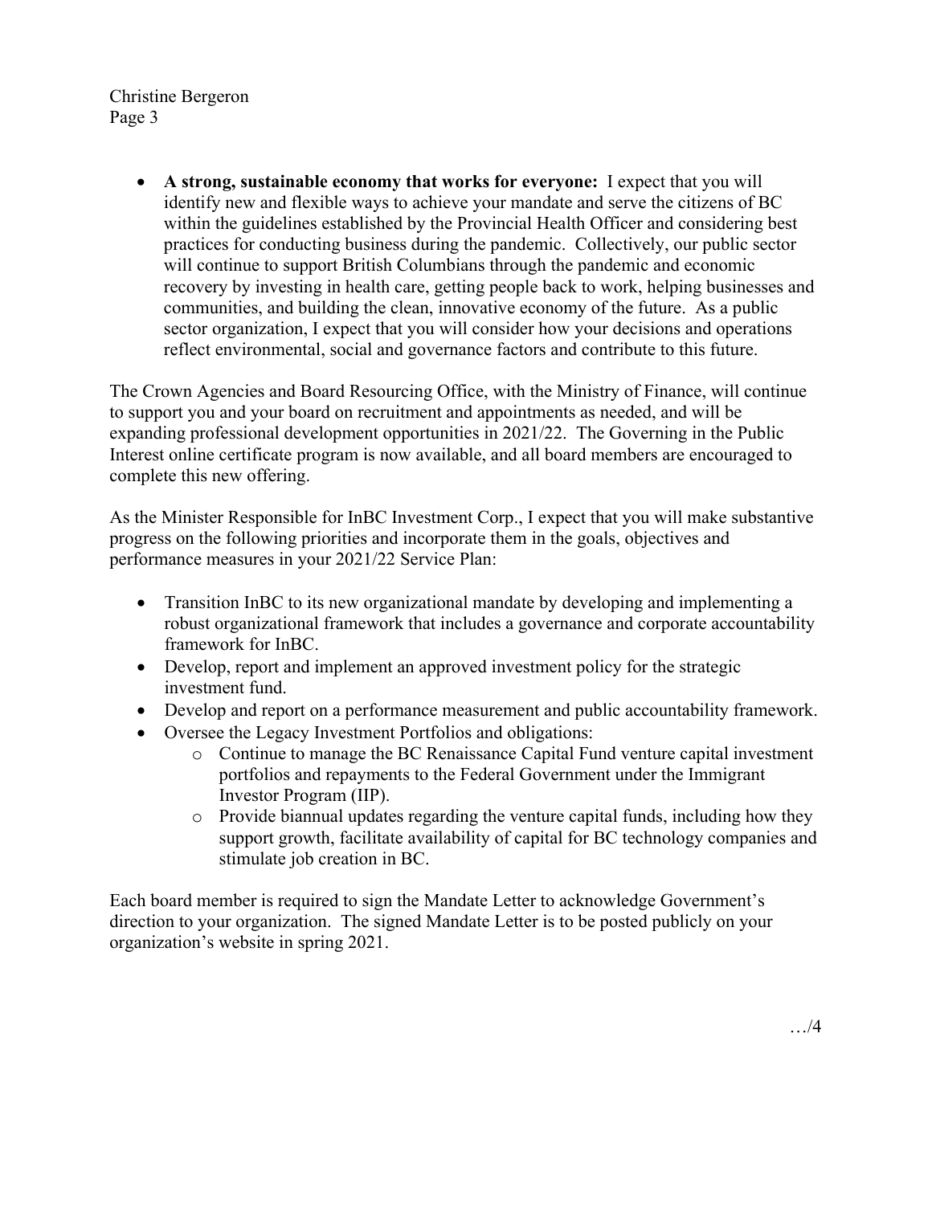- **A strong, sustainable economy that works for everyone:** I expect that you will identify new and flexible ways to achieve your mandate and serve the citizens of BC within the guidelines established by the Provincial Health Officer and considering best practices for conducting business during the pandemic. Collectively, our public sector will continue to support British Columbians through the pandemic and economic recovery by investing in health care, getting people back to work, helping businesses and communities, and building the clean, innovative economy of the future. As a public sector organization, I expect that you will consider how your decisions and operations reflect environmental, social and governance factors and contribute to this future.

The Crown Agencies and Board Resourcing Office, with the Ministry of Finance, will continue to support you and your board on recruitment and appointments as needed, and will be expanding professional development opportunities in 2021/22. The Governing in the Public Interest online certificate program is now available, and all board members are encouraged to complete this new offering.

As the Minister Responsible for InBC Investment Corp., I expect that you will make substantive progress on the following priorities and incorporate them in the goals, objectives and performance measures in your 2021/22 Service Plan:

- Transition InBC to its new organizational mandate by developing and implementing a robust organizational framework that includes a governance and corporate accountability framework for InBC.
- Develop, report and implement an approved investment policy for the strategic investment fund.
- Develop and report on a performance measurement and public accountability framework.
- Oversee the Legacy Investment Portfolios and obligations:
    - Continue to manage the BC Renaissance Capital Fund venture capital investment portfolios and repayments to the Federal Government under the Immigrant Investor Program (IIP).
    - Provide biannual updates regarding the venture capital funds, including how they support growth, facilitate availability of capital for BC technology companies and stimulate job creation in BC.

Each board member is required to sign the Mandate Letter to acknowledge Government's direction to your organization. The signed Mandate Letter is to be posted publicly on your organization's website in spring 2021.

…/4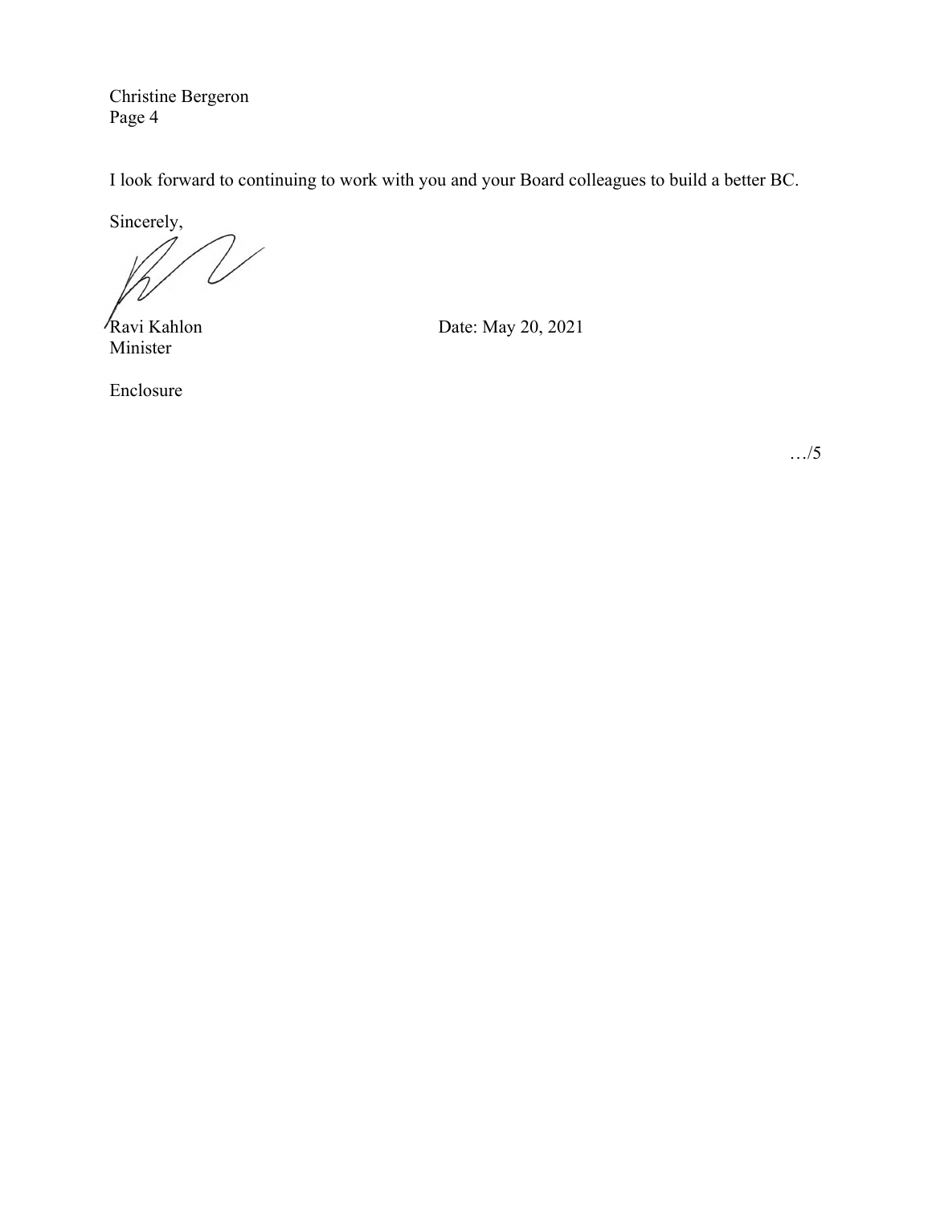I look forward to continuing to work with you and your Board colleagues to build a better BC.

Sincerely,

Ravi Kahlon
Minister

Date: May 20, 2021

Enclosure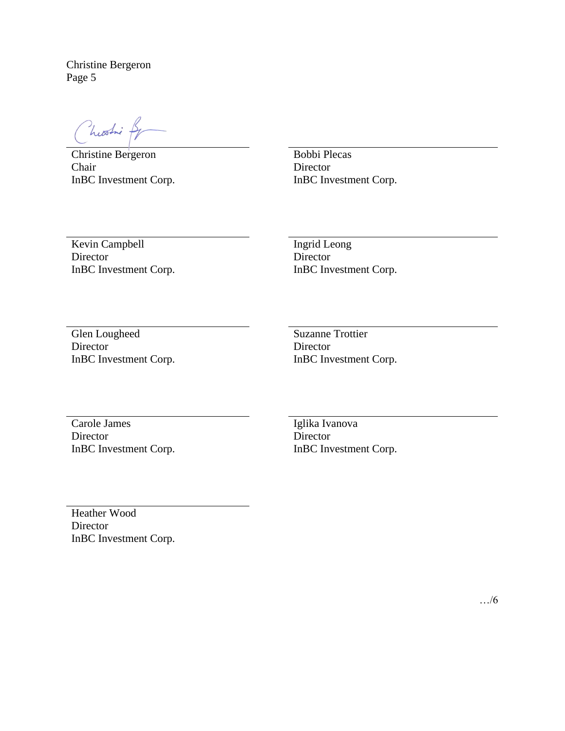Christine Bergeron
Chair
InBC Investment Corp.

Bobbi Plecas
Director
InBC Investment Corp.

Kevin Campbell
Director
InBC Investment Corp.

Ingrid Leong
Director
InBC Investment Corp.

Glen Lougheed
Director
InBC Investment Corp.

Suzanne Trottier
Director
InBC Investment Corp.

Carole James
Director
InBC Investment Corp.

Iglika Ivanova
Director
InBC Investment Corp.

Heather Wood
Director
InBC Investment Corp.

…/6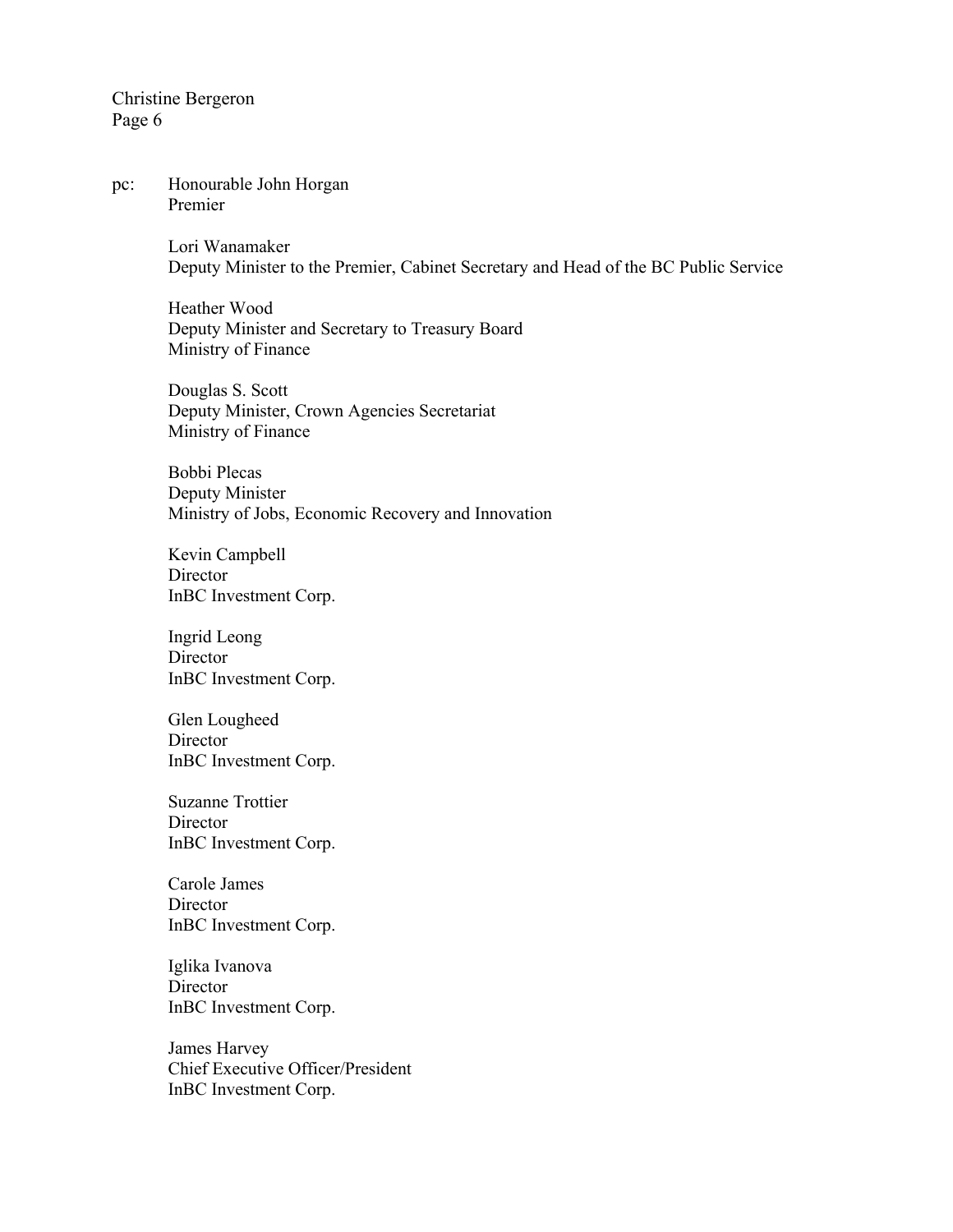pc: Honourable John Horgan
Premier

Lori Wanamaker
Deputy Minister to the Premier, Cabinet Secretary and Head of the BC Public Service

Heather Wood
Deputy Minister and Secretary to Treasury Board
Ministry of Finance

Douglas S. Scott
Deputy Minister, Crown Agencies Secretariat
Ministry of Finance

Bobbi Plecas
Deputy Minister
Ministry of Jobs, Economic Recovery and Innovation

Kevin Campbell
Director
InBC Investment Corp.

Ingrid Leong
Director
InBC Investment Corp.

Glen Lougheed
Director
InBC Investment Corp.

Suzanne Trottier
Director
InBC Investment Corp.

Carole James
Director
InBC Investment Corp.

Iglika Ivanova
Director
InBC Investment Corp.

James Harvey
Chief Executive Officer/President
InBC Investment Corp.